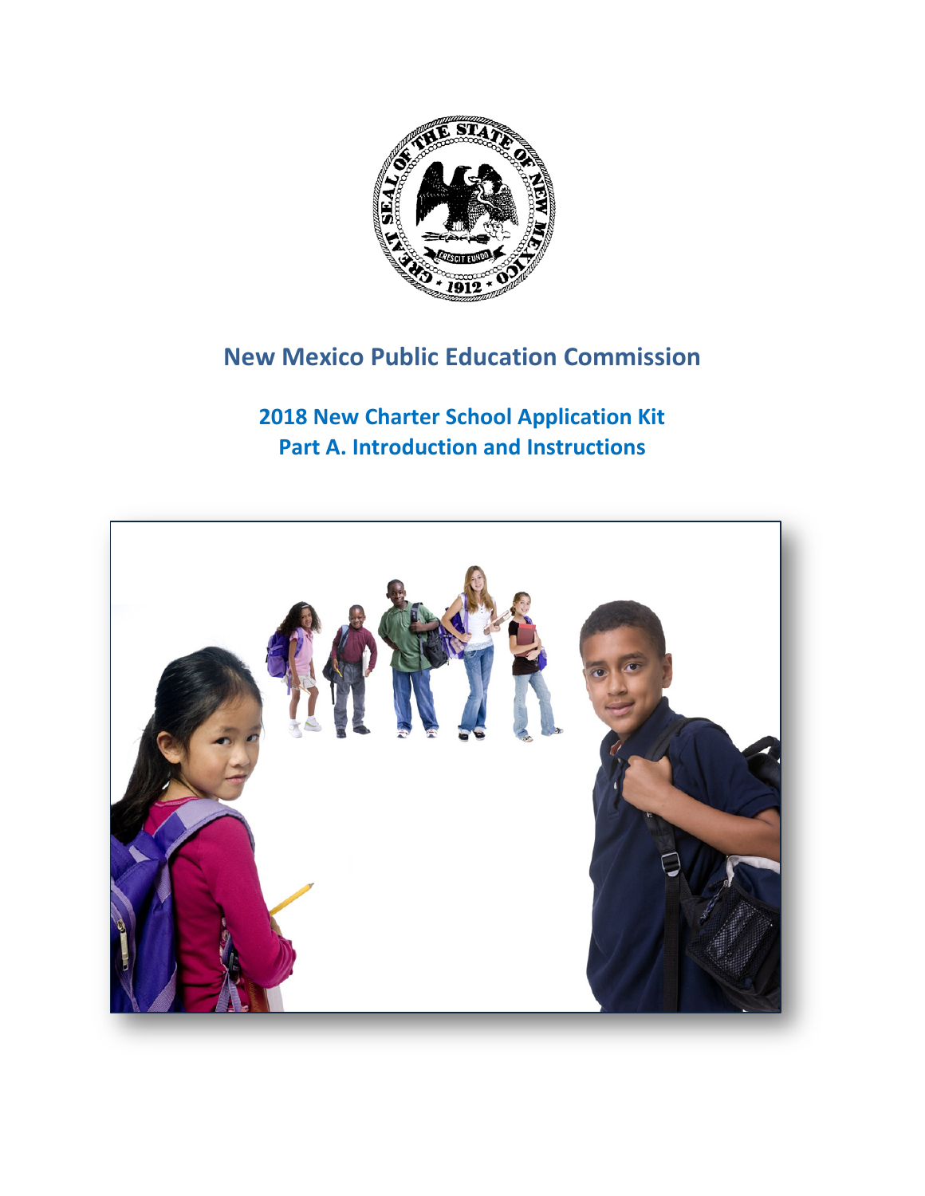# New Mexico Public Education Commission

## 2018 New Charter School Application Kit
## Part A. Introduction and Instructions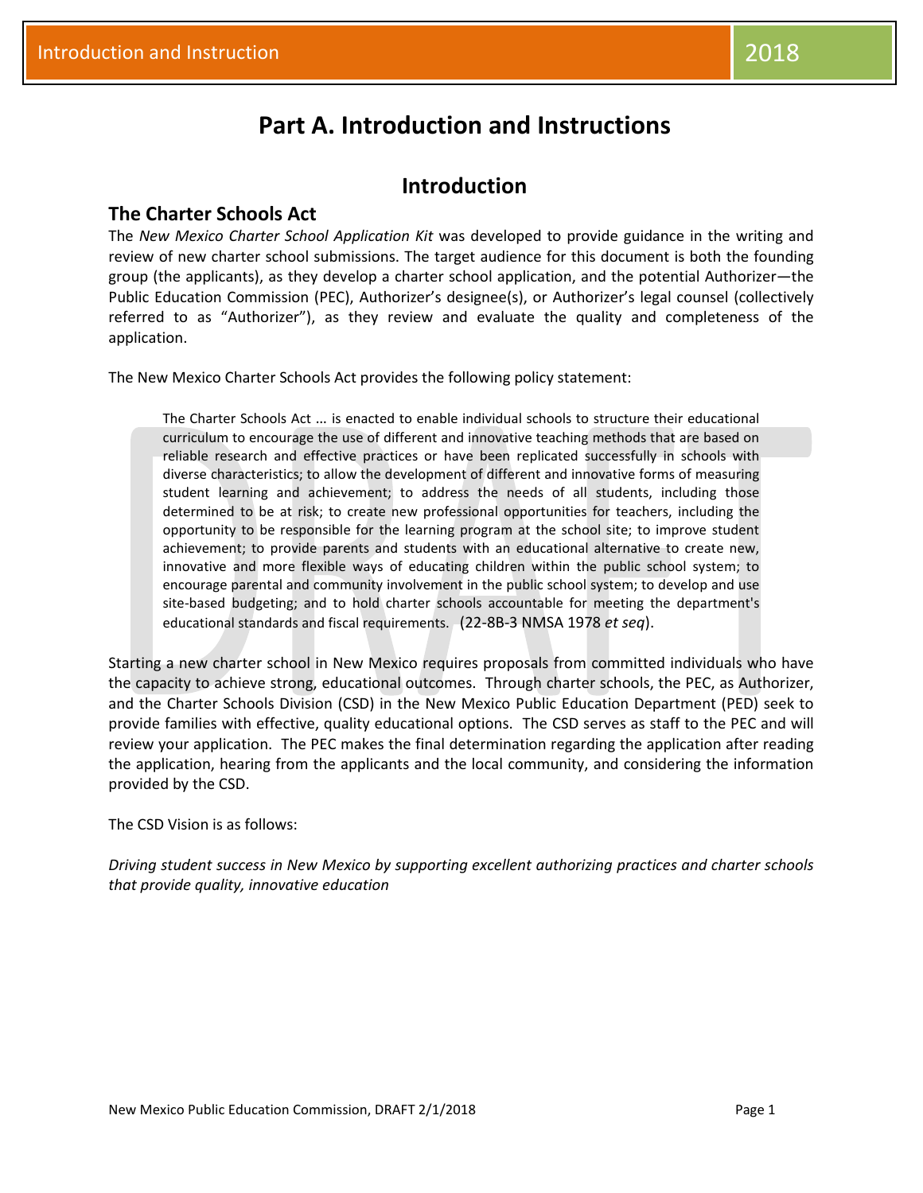# Part A. Introduction and Instructions

## Introduction

### The Charter Schools Act

The *New Mexico Charter School Application Kit* was developed to provide guidance in the writing and review of new charter school submissions. The target audience for this document is both the founding group (the applicants), as they develop a charter school application, and the potential Authorizer—the Public Education Commission (PEC), Authorizer's designee(s), or Authorizer's legal counsel (collectively referred to as "Authorizer"), as they review and evaluate the quality and completeness of the application.

The New Mexico Charter Schools Act provides the following policy statement:

> The Charter Schools Act … is enacted to enable individual schools to structure their educational curriculum to encourage the use of different and innovative teaching methods that are based on reliable research and effective practices or have been replicated successfully in schools with diverse characteristics; to allow the development of different and innovative forms of measuring student learning and achievement; to address the needs of all students, including those determined to be at risk; to create new professional opportunities for teachers, including the opportunity to be responsible for the learning program at the school site; to improve student achievement; to provide parents and students with an educational alternative to create new, innovative and more flexible ways of educating children within the public school system; to encourage parental and community involvement in the public school system; to develop and use site-based budgeting; and to hold charter schools accountable for meeting the department's educational standards and fiscal requirements. (22-8B-3 NMSA 1978 *et seq*).

Starting a new charter school in New Mexico requires proposals from committed individuals who have the capacity to achieve strong, educational outcomes. Through charter schools, the PEC, as Authorizer, and the Charter Schools Division (CSD) in the New Mexico Public Education Department (PED) seek to provide families with effective, quality educational options. The CSD serves as staff to the PEC and will review your application. The PEC makes the final determination regarding the application after reading the application, hearing from the applicants and the local community, and considering the information provided by the CSD.

The CSD Vision is as follows:

*Driving student success in New Mexico by supporting excellent authorizing practices and charter schools that provide quality, innovative education*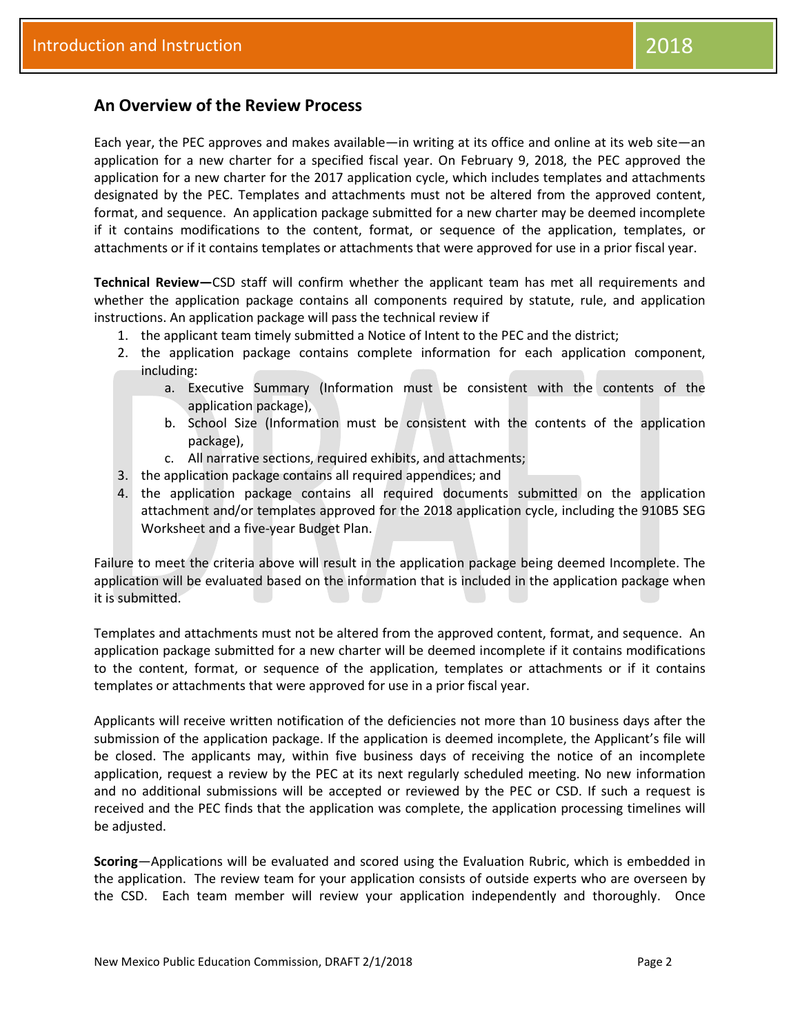## An Overview of the Review Process

Each year, the PEC approves and makes available—in writing at its office and online at its web site—an application for a new charter for a specified fiscal year. On February 9, 2018, the PEC approved the application for a new charter for the 2017 application cycle, which includes templates and attachments designated by the PEC. Templates and attachments must not be altered from the approved content, format, and sequence. An application package submitted for a new charter may be deemed incomplete if it contains modifications to the content, format, or sequence of the application, templates, or attachments or if it contains templates or attachments that were approved for use in a prior fiscal year.

**Technical Review—**CSD staff will confirm whether the applicant team has met all requirements and whether the application package contains all components required by statute, rule, and application instructions. An application package will pass the technical review if

1. the applicant team timely submitted a Notice of Intent to the PEC and the district;
2. the application package contains complete information for each application component, including:
   a. Executive Summary (Information must be consistent with the contents of the application package),
   b. School Size (Information must be consistent with the contents of the application package),
   c. All narrative sections, required exhibits, and attachments;
3. the application package contains all required appendices; and
4. the application package contains all required documents submitted on the application attachment and/or templates approved for the 2018 application cycle, including the 910B5 SEG Worksheet and a five-year Budget Plan.

Failure to meet the criteria above will result in the application package being deemed Incomplete. The application will be evaluated based on the information that is included in the application package when it is submitted.

Templates and attachments must not be altered from the approved content, format, and sequence. An application package submitted for a new charter will be deemed incomplete if it contains modifications to the content, format, or sequence of the application, templates or attachments or if it contains templates or attachments that were approved for use in a prior fiscal year.

Applicants will receive written notification of the deficiencies not more than 10 business days after the submission of the application package. If the application is deemed incomplete, the Applicant's file will be closed. The applicants may, within five business days of receiving the notice of an incomplete application, request a review by the PEC at its next regularly scheduled meeting. No new information and no additional submissions will be accepted or reviewed by the PEC or CSD. If such a request is received and the PEC finds that the application was complete, the application processing timelines will be adjusted.

**Scoring**—Applications will be evaluated and scored using the Evaluation Rubric, which is embedded in the application. The review team for your application consists of outside experts who are overseen by the CSD. Each team member will review your application independently and thoroughly. Once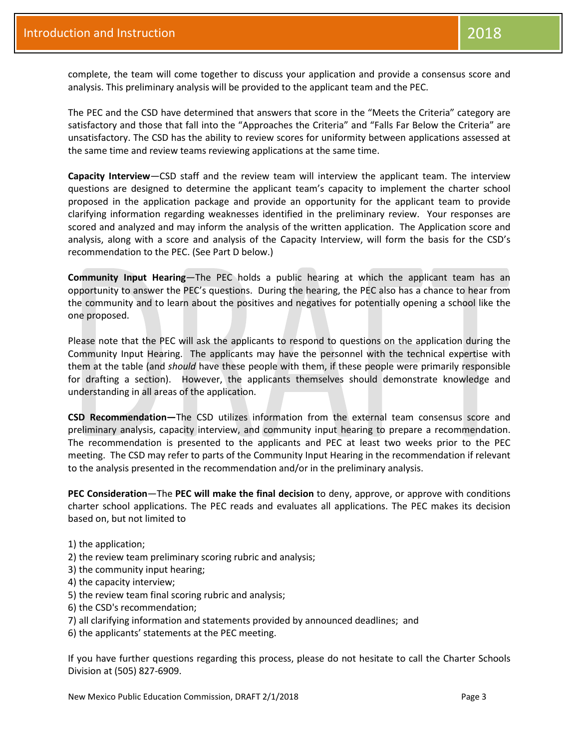complete, the team will come together to discuss your application and provide a consensus score and analysis. This preliminary analysis will be provided to the applicant team and the PEC.

The PEC and the CSD have determined that answers that score in the "Meets the Criteria" category are satisfactory and those that fall into the "Approaches the Criteria" and "Falls Far Below the Criteria" are unsatisfactory. The CSD has the ability to review scores for uniformity between applications assessed at the same time and review teams reviewing applications at the same time.

**Capacity Interview**—CSD staff and the review team will interview the applicant team. The interview questions are designed to determine the applicant team's capacity to implement the charter school proposed in the application package and provide an opportunity for the applicant team to provide clarifying information regarding weaknesses identified in the preliminary review. Your responses are scored and analyzed and may inform the analysis of the written application. The Application score and analysis, along with a score and analysis of the Capacity Interview, will form the basis for the CSD's recommendation to the PEC. (See Part D below.)

**Community Input Hearing**—The PEC holds a public hearing at which the applicant team has an opportunity to answer the PEC's questions. During the hearing, the PEC also has a chance to hear from the community and to learn about the positives and negatives for potentially opening a school like the one proposed.

Please note that the PEC will ask the applicants to respond to questions on the application during the Community Input Hearing. The applicants may have the personnel with the technical expertise with them at the table (and *should* have these people with them, if these people were primarily responsible for drafting a section). However, the applicants themselves should demonstrate knowledge and understanding in all areas of the application.

**CSD Recommendation—**The CSD utilizes information from the external team consensus score and preliminary analysis, capacity interview, and community input hearing to prepare a recommendation. The recommendation is presented to the applicants and PEC at least two weeks prior to the PEC meeting. The CSD may refer to parts of the Community Input Hearing in the recommendation if relevant to the analysis presented in the recommendation and/or in the preliminary analysis.

**PEC Consideration**—The **PEC will make the final decision** to deny, approve, or approve with conditions charter school applications. The PEC reads and evaluates all applications. The PEC makes its decision based on, but not limited to

1) the application;
2) the review team preliminary scoring rubric and analysis;
3) the community input hearing;
4) the capacity interview;
5) the review team final scoring rubric and analysis;
6) the CSD's recommendation;
7) all clarifying information and statements provided by announced deadlines; and
6) the applicants' statements at the PEC meeting.

If you have further questions regarding this process, please do not hesitate to call the Charter Schools Division at (505) 827-6909.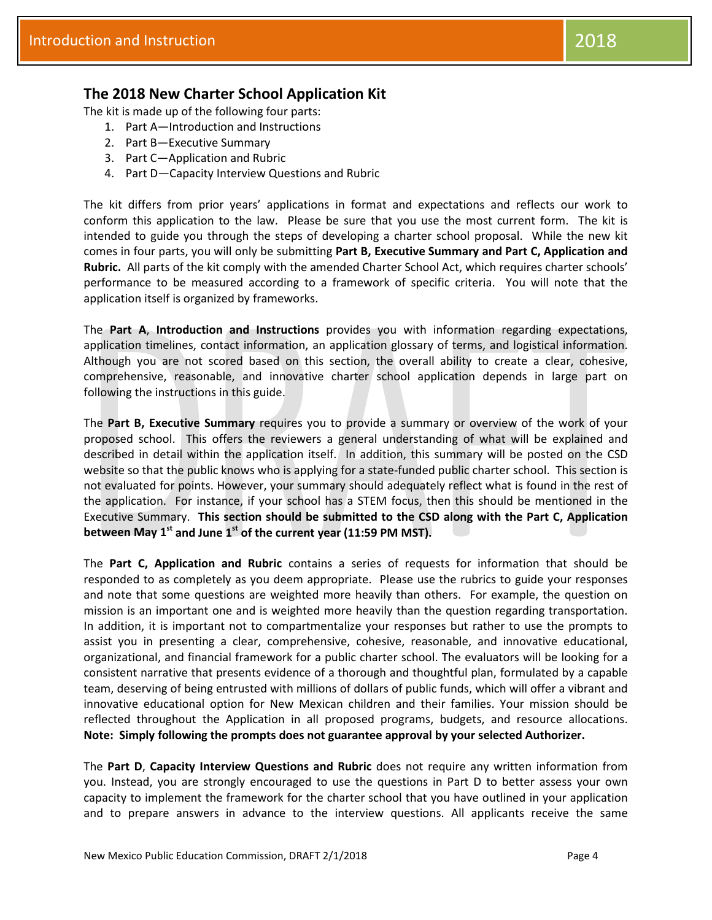## The 2018 New Charter School Application Kit

The kit is made up of the following four parts:

1. Part A—Introduction and Instructions
2. Part B—Executive Summary
3. Part C—Application and Rubric
4. Part D—Capacity Interview Questions and Rubric

The kit differs from prior years' applications in format and expectations and reflects our work to conform this application to the law. Please be sure that you use the most current form. The kit is intended to guide you through the steps of developing a charter school proposal. While the new kit comes in four parts, you will only be submitting **Part B, Executive Summary and Part C, Application and Rubric.** All parts of the kit comply with the amended Charter School Act, which requires charter schools' performance to be measured according to a framework of specific criteria. You will note that the application itself is organized by frameworks.

The **Part A**, **Introduction and Instructions** provides you with information regarding expectations, application timelines, contact information, an application glossary of terms, and logistical information. Although you are not scored based on this section, the overall ability to create a clear, cohesive, comprehensive, reasonable, and innovative charter school application depends in large part on following the instructions in this guide.

The **Part B, Executive Summary** requires you to provide a summary or overview of the work of your proposed school. This offers the reviewers a general understanding of what will be explained and described in detail within the application itself. In addition, this summary will be posted on the CSD website so that the public knows who is applying for a state-funded public charter school. This section is not evaluated for points. However, your summary should adequately reflect what is found in the rest of the application. For instance, if your school has a STEM focus, then this should be mentioned in the Executive Summary. **This section should be submitted to the CSD along with the Part C, Application between May 1st and June 1st of the current year (11:59 PM MST).**

The **Part C, Application and Rubric** contains a series of requests for information that should be responded to as completely as you deem appropriate. Please use the rubrics to guide your responses and note that some questions are weighted more heavily than others. For example, the question on mission is an important one and is weighted more heavily than the question regarding transportation. In addition, it is important not to compartmentalize your responses but rather to use the prompts to assist you in presenting a clear, comprehensive, cohesive, reasonable, and innovative educational, organizational, and financial framework for a public charter school. The evaluators will be looking for a consistent narrative that presents evidence of a thorough and thoughtful plan, formulated by a capable team, deserving of being entrusted with millions of dollars of public funds, which will offer a vibrant and innovative educational option for New Mexican children and their families. Your mission should be reflected throughout the Application in all proposed programs, budgets, and resource allocations. **Note: Simply following the prompts does not guarantee approval by your selected Authorizer.**

The **Part D**, **Capacity Interview Questions and Rubric** does not require any written information from you. Instead, you are strongly encouraged to use the questions in Part D to better assess your own capacity to implement the framework for the charter school that you have outlined in your application and to prepare answers in advance to the interview questions. All applicants receive the same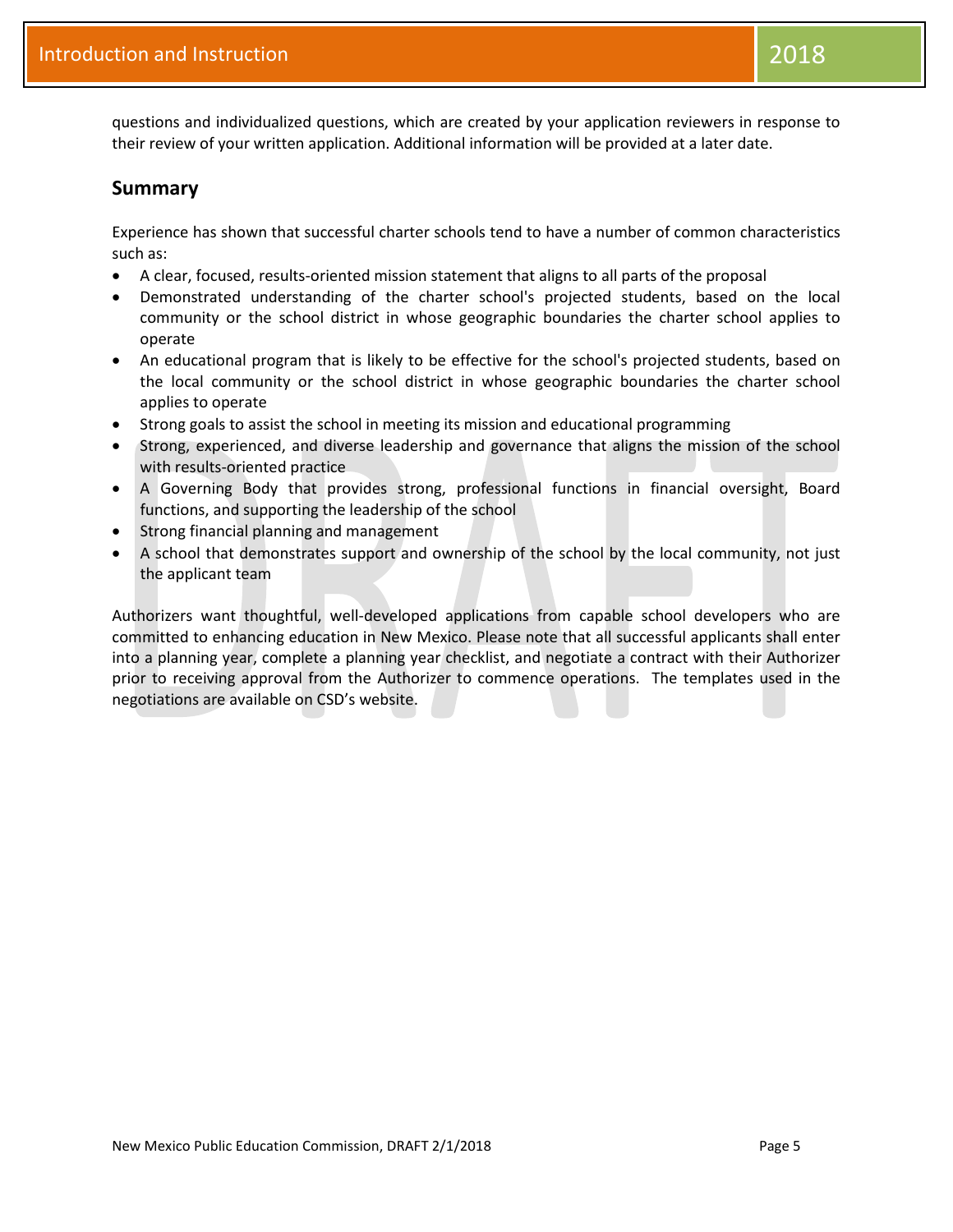questions and individualized questions, which are created by your application reviewers in response to their review of your written application. Additional information will be provided at a later date.

## Summary

Experience has shown that successful charter schools tend to have a number of common characteristics such as:

- A clear, focused, results-oriented mission statement that aligns to all parts of the proposal
- Demonstrated understanding of the charter school's projected students, based on the local community or the school district in whose geographic boundaries the charter school applies to operate
- An educational program that is likely to be effective for the school's projected students, based on the local community or the school district in whose geographic boundaries the charter school applies to operate
- Strong goals to assist the school in meeting its mission and educational programming
- Strong, experienced, and diverse leadership and governance that aligns the mission of the school with results-oriented practice
- A Governing Body that provides strong, professional functions in financial oversight, Board functions, and supporting the leadership of the school
- Strong financial planning and management
- A school that demonstrates support and ownership of the school by the local community, not just the applicant team

Authorizers want thoughtful, well-developed applications from capable school developers who are committed to enhancing education in New Mexico. Please note that all successful applicants shall enter into a planning year, complete a planning year checklist, and negotiate a contract with their Authorizer prior to receiving approval from the Authorizer to commence operations. The templates used in the negotiations are available on CSD's website.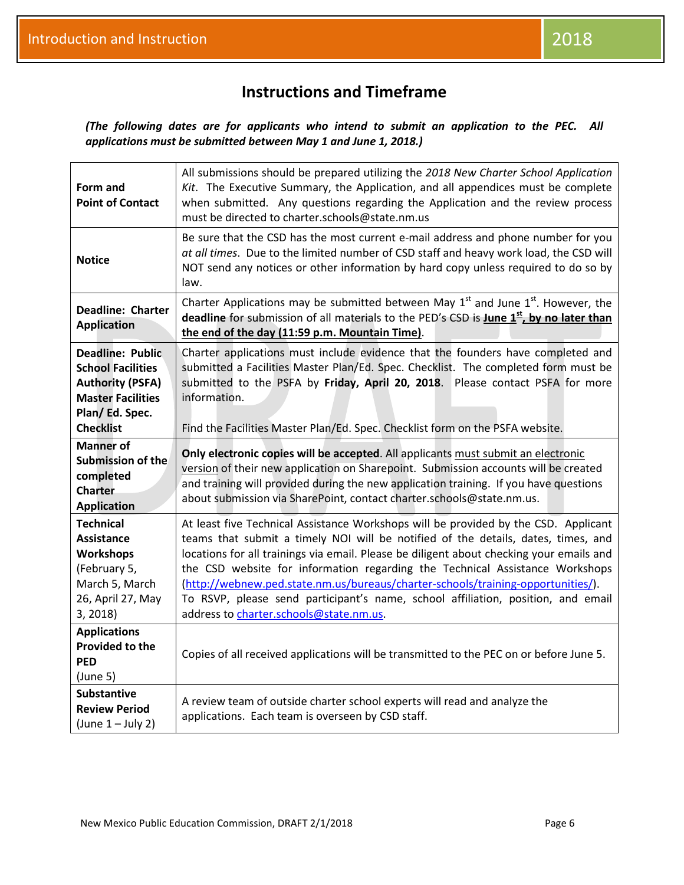# Instructions and Timeframe

***(The following dates are for applicants who intend to submit an application to the PEC. All applications must be submitted between May 1 and June 1, 2018.)***

| | |
|---|---|
| **Form and Point of Contact** | All submissions should be prepared utilizing the *2018 New Charter School Application Kit*. The Executive Summary, the Application, and all appendices must be complete when submitted. Any questions regarding the Application and the review process must be directed to charter.schools@state.nm.us |
| **Notice** | Be sure that the CSD has the most current e-mail address and phone number for you *at all times*. Due to the limited number of CSD staff and heavy work load, the CSD will NOT send any notices or other information by hard copy unless required to do so by law. |
| **Deadline: Charter Application** | Charter Applications may be submitted between May 1st and June 1st. However, the **deadline** for submission of all materials to the PED's CSD is **June 1st, by no later than the end of the day (11:59 p.m. Mountain Time)**. |
| **Deadline: Public School Facilities Authority (PSFA) Master Facilities Plan/ Ed. Spec. Checklist** | Charter applications must include evidence that the founders have completed and submitted a Facilities Master Plan/Ed. Spec. Checklist. The completed form must be submitted to the PSFA by **Friday, April 20, 2018**. Please contact PSFA for more information.<br><br>Find the Facilities Master Plan/Ed. Spec. Checklist form on the PSFA website. |
| **Manner of Submission of the completed Charter Application** | **Only electronic copies will be accepted**. All applicants must submit an electronic version of their new application on Sharepoint. Submission accounts will be created and training will provided during the new application training. If you have questions about submission via SharePoint, contact charter.schools@state.nm.us. |
| **Technical Assistance Workshops** (February 5, March 5, March 26, April 27, May 3, 2018) | At least five Technical Assistance Workshops will be provided by the CSD. Applicant teams that submit a timely NOI will be notified of the details, dates, times, and locations for all trainings via email. Please be diligent about checking your emails and the CSD website for information regarding the Technical Assistance Workshops (http://webnew.ped.state.nm.us/bureaus/charter-schools/training-opportunities/). To RSVP, please send participant's name, school affiliation, position, and email address to charter.schools@state.nm.us. |
| **Applications Provided to the PED** (June 5) | Copies of all received applications will be transmitted to the PEC on or before June 5. |
| **Substantive Review Period** (June 1 – July 2) | A review team of outside charter school experts will read and analyze the applications. Each team is overseen by CSD staff. |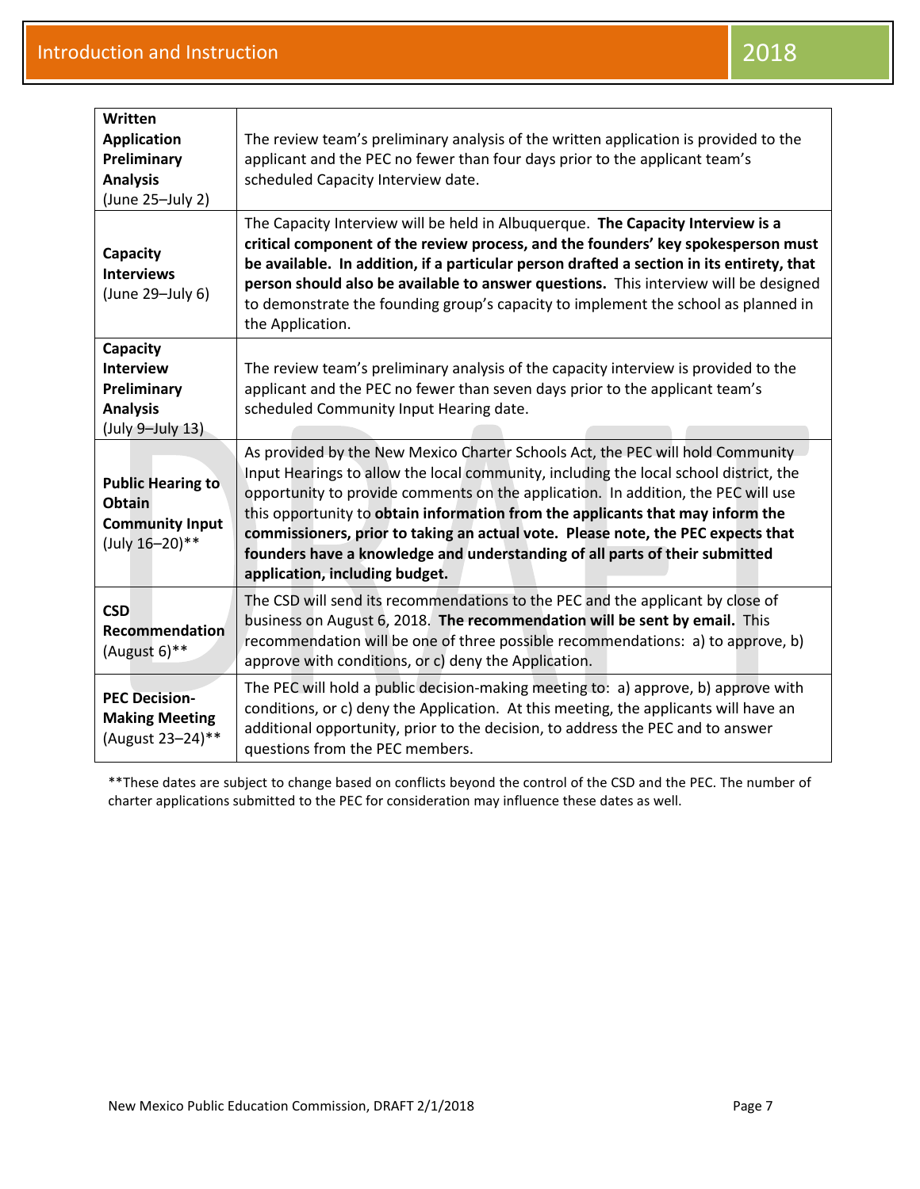| | |
|---|---|
| **Written Application Preliminary Analysis** (June 25–July 2) | The review team's preliminary analysis of the written application is provided to the applicant and the PEC no fewer than four days prior to the applicant team's scheduled Capacity Interview date. |
| **Capacity Interviews** (June 29–July 6) | The Capacity Interview will be held in Albuquerque. **The Capacity Interview is a critical component of the review process, and the founders' key spokesperson must be available. In addition, if a particular person drafted a section in its entirety, that person should also be available to answer questions.** This interview will be designed to demonstrate the founding group's capacity to implement the school as planned in the Application. |
| **Capacity Interview Preliminary Analysis** (July 9–July 13) | The review team's preliminary analysis of the capacity interview is provided to the applicant and the PEC no fewer than seven days prior to the applicant team's scheduled Community Input Hearing date. |
| **Public Hearing to Obtain Community Input** (July 16–20)** | As provided by the New Mexico Charter Schools Act, the PEC will hold Community Input Hearings to allow the local community, including the local school district, the opportunity to provide comments on the application. In addition, the PEC will use this opportunity to **obtain information from the applicants that may inform the commissioners, prior to taking an actual vote. Please note, the PEC expects that founders have a knowledge and understanding of all parts of their submitted application, including budget.** |
| **CSD Recommendation** (August 6)** | The CSD will send its recommendations to the PEC and the applicant by close of business on August 6, 2018. **The recommendation will be sent by email.** This recommendation will be one of three possible recommendations: a) to approve, b) approve with conditions, or c) deny the Application. |
| **PEC Decision-Making Meeting** (August 23–24)** | The PEC will hold a public decision-making meeting to: a) approve, b) approve with conditions, or c) deny the Application. At this meeting, the applicants will have an additional opportunity, prior to the decision, to address the PEC and to answer questions from the PEC members. |

**These dates are subject to change based on conflicts beyond the control of the CSD and the PEC. The number of charter applications submitted to the PEC for consideration may influence these dates as well.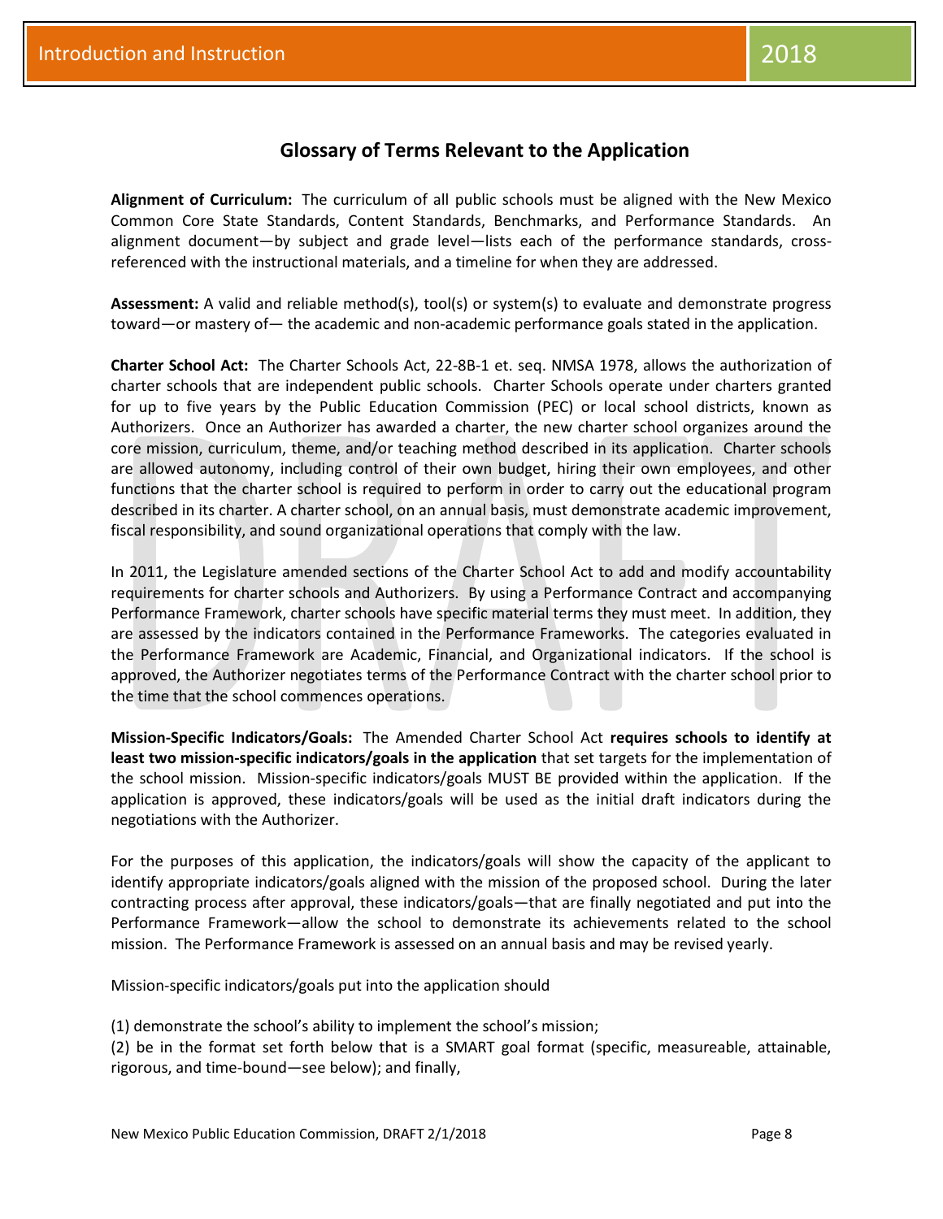## Glossary of Terms Relevant to the Application

**Alignment of Curriculum:** The curriculum of all public schools must be aligned with the New Mexico Common Core State Standards, Content Standards, Benchmarks, and Performance Standards. An alignment document—by subject and grade level—lists each of the performance standards, cross-referenced with the instructional materials, and a timeline for when they are addressed.

**Assessment:** A valid and reliable method(s), tool(s) or system(s) to evaluate and demonstrate progress toward—or mastery of— the academic and non-academic performance goals stated in the application.

**Charter School Act:** The Charter Schools Act, 22-8B-1 et. seq. NMSA 1978, allows the authorization of charter schools that are independent public schools. Charter Schools operate under charters granted for up to five years by the Public Education Commission (PEC) or local school districts, known as Authorizers. Once an Authorizer has awarded a charter, the new charter school organizes around the core mission, curriculum, theme, and/or teaching method described in its application. Charter schools are allowed autonomy, including control of their own budget, hiring their own employees, and other functions that the charter school is required to perform in order to carry out the educational program described in its charter. A charter school, on an annual basis, must demonstrate academic improvement, fiscal responsibility, and sound organizational operations that comply with the law.

In 2011, the Legislature amended sections of the Charter School Act to add and modify accountability requirements for charter schools and Authorizers. By using a Performance Contract and accompanying Performance Framework, charter schools have specific material terms they must meet. In addition, they are assessed by the indicators contained in the Performance Frameworks. The categories evaluated in the Performance Framework are Academic, Financial, and Organizational indicators. If the school is approved, the Authorizer negotiates terms of the Performance Contract with the charter school prior to the time that the school commences operations.

**Mission-Specific Indicators/Goals:** The Amended Charter School Act **requires schools to identify at least two mission-specific indicators/goals in the application** that set targets for the implementation of the school mission. Mission-specific indicators/goals MUST BE provided within the application. If the application is approved, these indicators/goals will be used as the initial draft indicators during the negotiations with the Authorizer.

For the purposes of this application, the indicators/goals will show the capacity of the applicant to identify appropriate indicators/goals aligned with the mission of the proposed school. During the later contracting process after approval, these indicators/goals—that are finally negotiated and put into the Performance Framework—allow the school to demonstrate its achievements related to the school mission. The Performance Framework is assessed on an annual basis and may be revised yearly.

Mission-specific indicators/goals put into the application should

(1) demonstrate the school's ability to implement the school's mission;
(2) be in the format set forth below that is a SMART goal format (specific, measureable, attainable, rigorous, and time-bound—see below); and finally,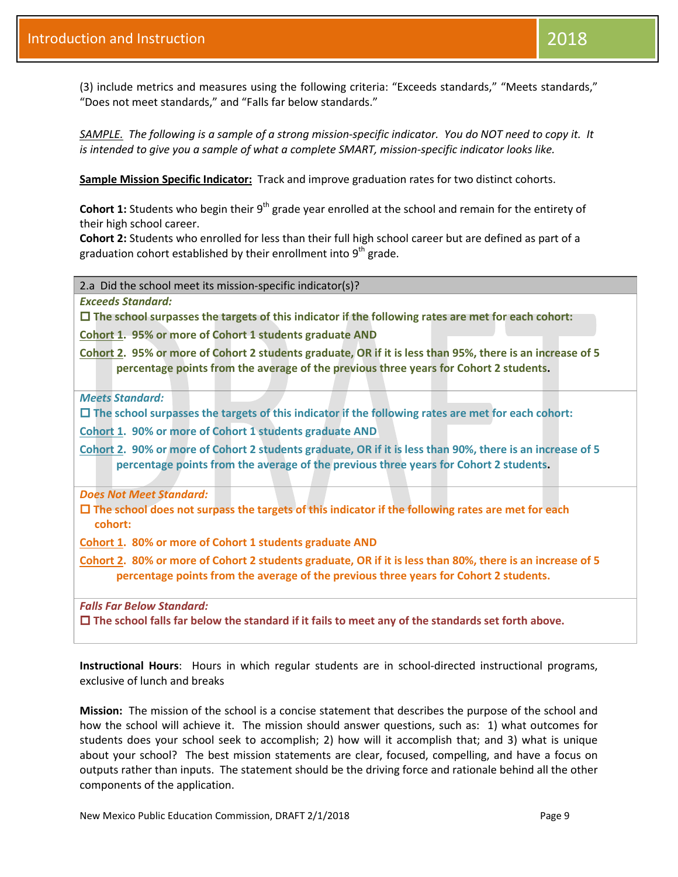(3) include metrics and measures using the following criteria: "Exceeds standards," "Meets standards," "Does not meet standards," and "Falls far below standards."

*SAMPLE. The following is a sample of a strong mission-specific indicator. You do NOT need to copy it. It is intended to give you a sample of what a complete SMART, mission-specific indicator looks like.*

**Sample Mission Specific Indicator:** Track and improve graduation rates for two distinct cohorts.

**Cohort 1:** Students who begin their 9th grade year enrolled at the school and remain for the entirety of their high school career.
**Cohort 2:** Students who enrolled for less than their full high school career but are defined as part of a graduation cohort established by their enrollment into 9th grade.

| 2.a Did the school meet its mission-specific indicator(s)? |
|---|
| ***Exceeds Standard:***<br>☐ **The school surpasses the targets of this indicator if the following rates are met for each cohort:**<br>**Cohort 1. 95% or more of Cohort 1 students graduate AND**<br>**Cohort 2. 95% or more of Cohort 2 students graduate, OR if it is less than 95%, there is an increase of 5 percentage points from the average of the previous three years for Cohort 2 students.** |
| ***Meets Standard:***<br>☐ **The school surpasses the targets of this indicator if the following rates are met for each cohort:**<br>**Cohort 1. 90% or more of Cohort 1 students graduate AND**<br>**Cohort 2. 90% or more of Cohort 2 students graduate, OR if it is less than 90%, there is an increase of 5 percentage points from the average of the previous three years for Cohort 2 students.** |
| ***Does Not Meet Standard:***<br>☐ **The school does not surpass the targets of this indicator if the following rates are met for each cohort:**<br>**Cohort 1. 80% or more of Cohort 1 students graduate AND**<br>**Cohort 2. 80% or more of Cohort 2 students graduate, OR if it is less than 80%, there is an increase of 5 percentage points from the average of the previous three years for Cohort 2 students.** |
| ***Falls Far Below Standard:***<br>☐ **The school falls far below the standard if it fails to meet any of the standards set forth above.** |

**Instructional Hours**: Hours in which regular students are in school-directed instructional programs, exclusive of lunch and breaks

**Mission:** The mission of the school is a concise statement that describes the purpose of the school and how the school will achieve it. The mission should answer questions, such as: 1) what outcomes for students does your school seek to accomplish; 2) how will it accomplish that; and 3) what is unique about your school? The best mission statements are clear, focused, compelling, and have a focus on outputs rather than inputs. The statement should be the driving force and rationale behind all the other components of the application.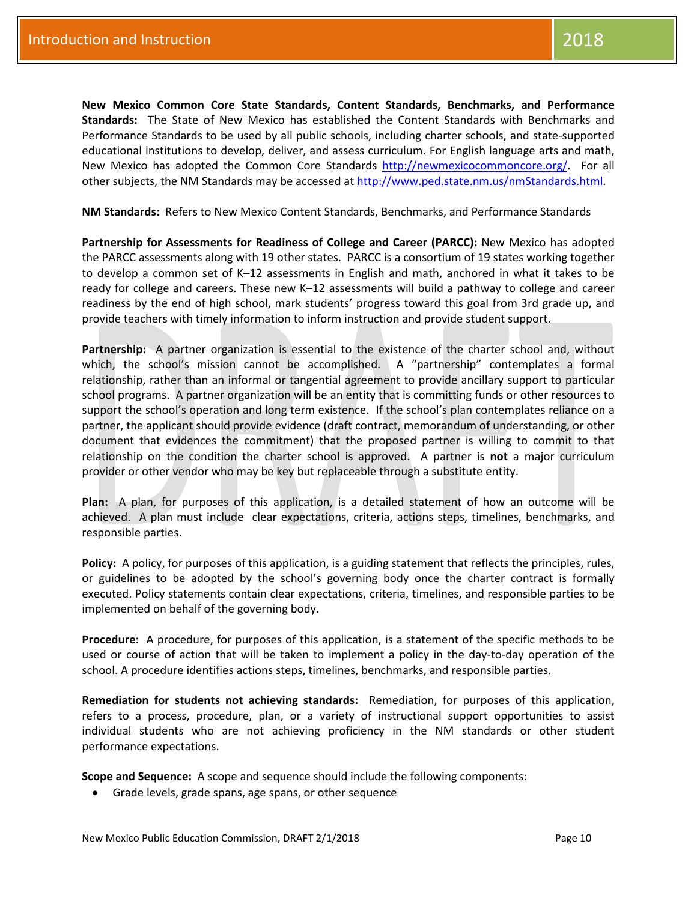**New Mexico Common Core State Standards, Content Standards, Benchmarks, and Performance Standards:** The State of New Mexico has established the Content Standards with Benchmarks and Performance Standards to be used by all public schools, including charter schools, and state-supported educational institutions to develop, deliver, and assess curriculum. For English language arts and math, New Mexico has adopted the Common Core Standards http://newmexicocommoncore.org/. For all other subjects, the NM Standards may be accessed at http://www.ped.state.nm.us/nmStandards.html.

**NM Standards:** Refers to New Mexico Content Standards, Benchmarks, and Performance Standards

**Partnership for Assessments for Readiness of College and Career (PARCC):** New Mexico has adopted the PARCC assessments along with 19 other states. PARCC is a consortium of 19 states working together to develop a common set of K–12 assessments in English and math, anchored in what it takes to be ready for college and careers. These new K–12 assessments will build a pathway to college and career readiness by the end of high school, mark students' progress toward this goal from 3rd grade up, and provide teachers with timely information to inform instruction and provide student support.

**Partnership:** A partner organization is essential to the existence of the charter school and, without which, the school's mission cannot be accomplished. A "partnership" contemplates a formal relationship, rather than an informal or tangential agreement to provide ancillary support to particular school programs. A partner organization will be an entity that is committing funds or other resources to support the school's operation and long term existence. If the school's plan contemplates reliance on a partner, the applicant should provide evidence (draft contract, memorandum of understanding, or other document that evidences the commitment) that the proposed partner is willing to commit to that relationship on the condition the charter school is approved. A partner is **not** a major curriculum provider or other vendor who may be key but replaceable through a substitute entity.

**Plan:** A plan, for purposes of this application, is a detailed statement of how an outcome will be achieved. A plan must include clear expectations, criteria, actions steps, timelines, benchmarks, and responsible parties.

**Policy:** A policy, for purposes of this application, is a guiding statement that reflects the principles, rules, or guidelines to be adopted by the school's governing body once the charter contract is formally executed. Policy statements contain clear expectations, criteria, timelines, and responsible parties to be implemented on behalf of the governing body.

**Procedure:** A procedure, for purposes of this application, is a statement of the specific methods to be used or course of action that will be taken to implement a policy in the day-to-day operation of the school. A procedure identifies actions steps, timelines, benchmarks, and responsible parties.

**Remediation for students not achieving standards:** Remediation, for purposes of this application, refers to a process, procedure, plan, or a variety of instructional support opportunities to assist individual students who are not achieving proficiency in the NM standards or other student performance expectations.

**Scope and Sequence:** A scope and sequence should include the following components:

- Grade levels, grade spans, age spans, or other sequence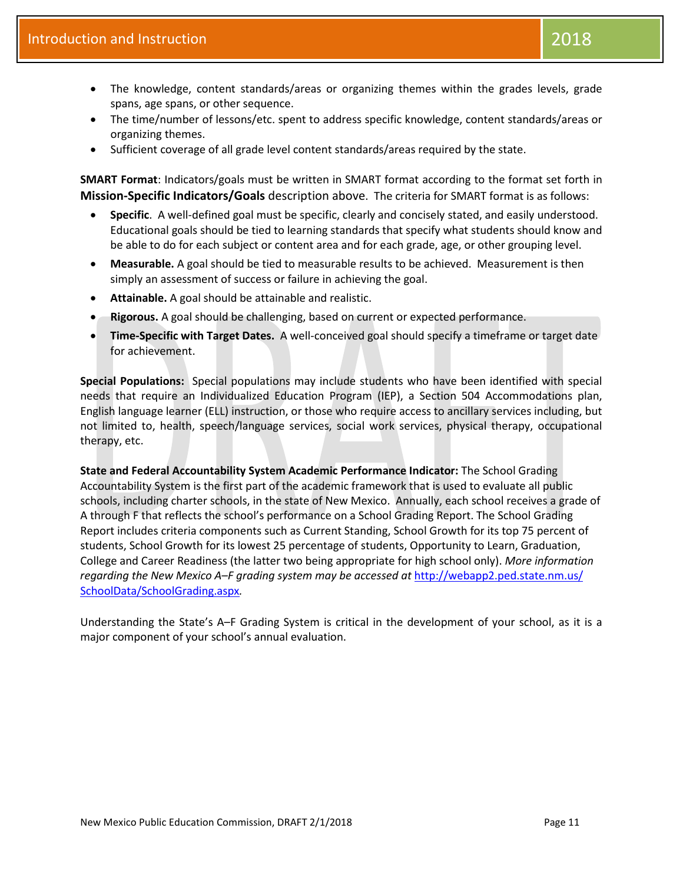- The knowledge, content standards/areas or organizing themes within the grades levels, grade spans, age spans, or other sequence.
- The time/number of lessons/etc. spent to address specific knowledge, content standards/areas or organizing themes.
- Sufficient coverage of all grade level content standards/areas required by the state.

**SMART Format**: Indicators/goals must be written in SMART format according to the format set forth in **Mission-Specific Indicators/Goals** description above. The criteria for SMART format is as follows:

- **Specific**. A well-defined goal must be specific, clearly and concisely stated, and easily understood. Educational goals should be tied to learning standards that specify what students should know and be able to do for each subject or content area and for each grade, age, or other grouping level.
- **Measurable.** A goal should be tied to measurable results to be achieved. Measurement is then simply an assessment of success or failure in achieving the goal.
- **Attainable.** A goal should be attainable and realistic.
- **Rigorous.** A goal should be challenging, based on current or expected performance.
- **Time-Specific with Target Dates.** A well-conceived goal should specify a timeframe or target date for achievement.

**Special Populations:** Special populations may include students who have been identified with special needs that require an Individualized Education Program (IEP), a Section 504 Accommodations plan, English language learner (ELL) instruction, or those who require access to ancillary services including, but not limited to, health, speech/language services, social work services, physical therapy, occupational therapy, etc.

**State and Federal Accountability System Academic Performance Indicator:** The School Grading Accountability System is the first part of the academic framework that is used to evaluate all public schools, including charter schools, in the state of New Mexico. Annually, each school receives a grade of A through F that reflects the school's performance on a School Grading Report. The School Grading Report includes criteria components such as Current Standing, School Growth for its top 75 percent of students, School Growth for its lowest 25 percentage of students, Opportunity to Learn, Graduation, College and Career Readiness (the latter two being appropriate for high school only). *More information regarding the New Mexico A–F grading system may be accessed at* [http://webapp2.ped.state.nm.us/SchoolData/SchoolGrading.aspx](http://webapp2.ped.state.nm.us/SchoolData/SchoolGrading.aspx).

Understanding the State's A–F Grading System is critical in the development of your school, as it is a major component of your school's annual evaluation.